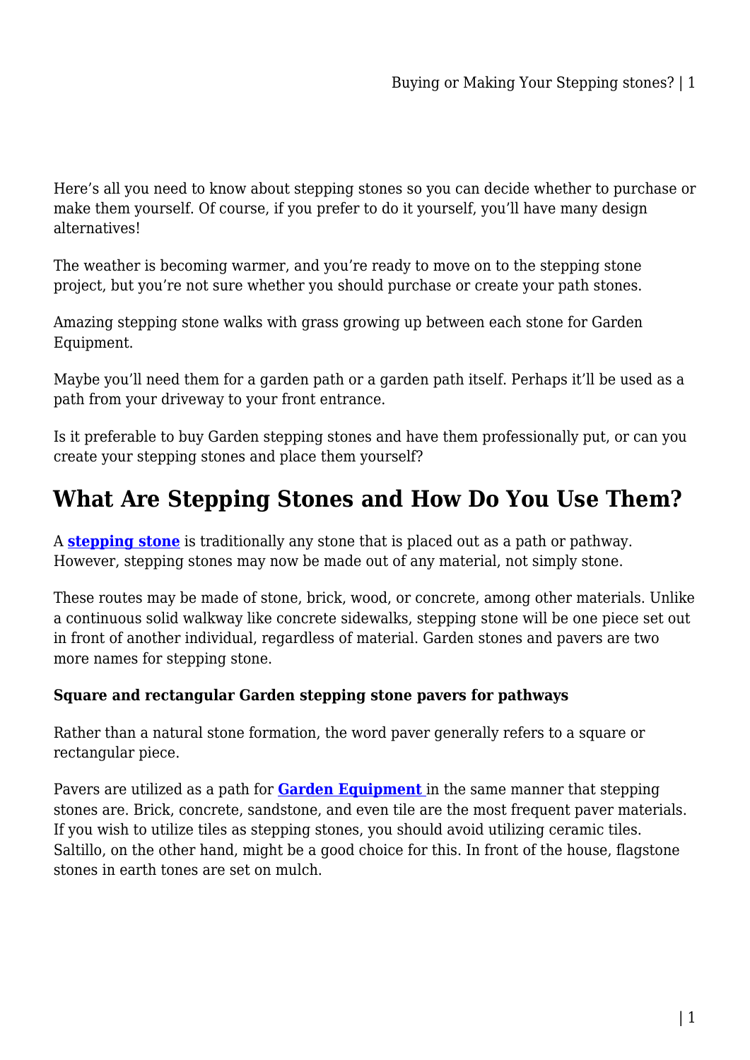Here's all you need to know about stepping stones so you can decide whether to purchase or make them yourself. Of course, if you prefer to do it yourself, you'll have many design alternatives!

The weather is becoming warmer, and you're ready to move on to the stepping stone project, but you're not sure whether you should purchase or create your path stones.

Amazing stepping stone walks with grass growing up between each stone for Garden Equipment.

Maybe you'll need them for a garden path or a garden path itself. Perhaps it'll be used as a path from your driveway to your front entrance.

Is it preferable to buy Garden stepping stones and have them professionally put, or can you create your stepping stones and place them yourself?

## What Are Stepping Stones and How Do You Use Them?

A **stepping stone** is traditionally any stone that is placed out as a path or pathway. However, stepping stones may now be made out of any material, not simply stone.

These routes may be made of stone, brick, wood, or concrete, among other materials. Unlike a continuous solid walkway like concrete sidewalks, stepping stone will be one piece set out in front of another individual, regardless of material. Garden stones and pavers are two more names for stepping stone.

**Square and rectangular Garden stepping stone pavers for pathways**

Rather than a natural stone formation, the word paver generally refers to a square or rectangular piece.

Pavers are utilized as a path for **Garden Equipment** in the same manner that stepping stones are. Brick, concrete, sandstone, and even tile are the most frequent paver materials. If you wish to utilize tiles as stepping stones, you should avoid utilizing ceramic tiles. Saltillo, on the other hand, might be a good choice for this. In front of the house, flagstone stones in earth tones are set on mulch.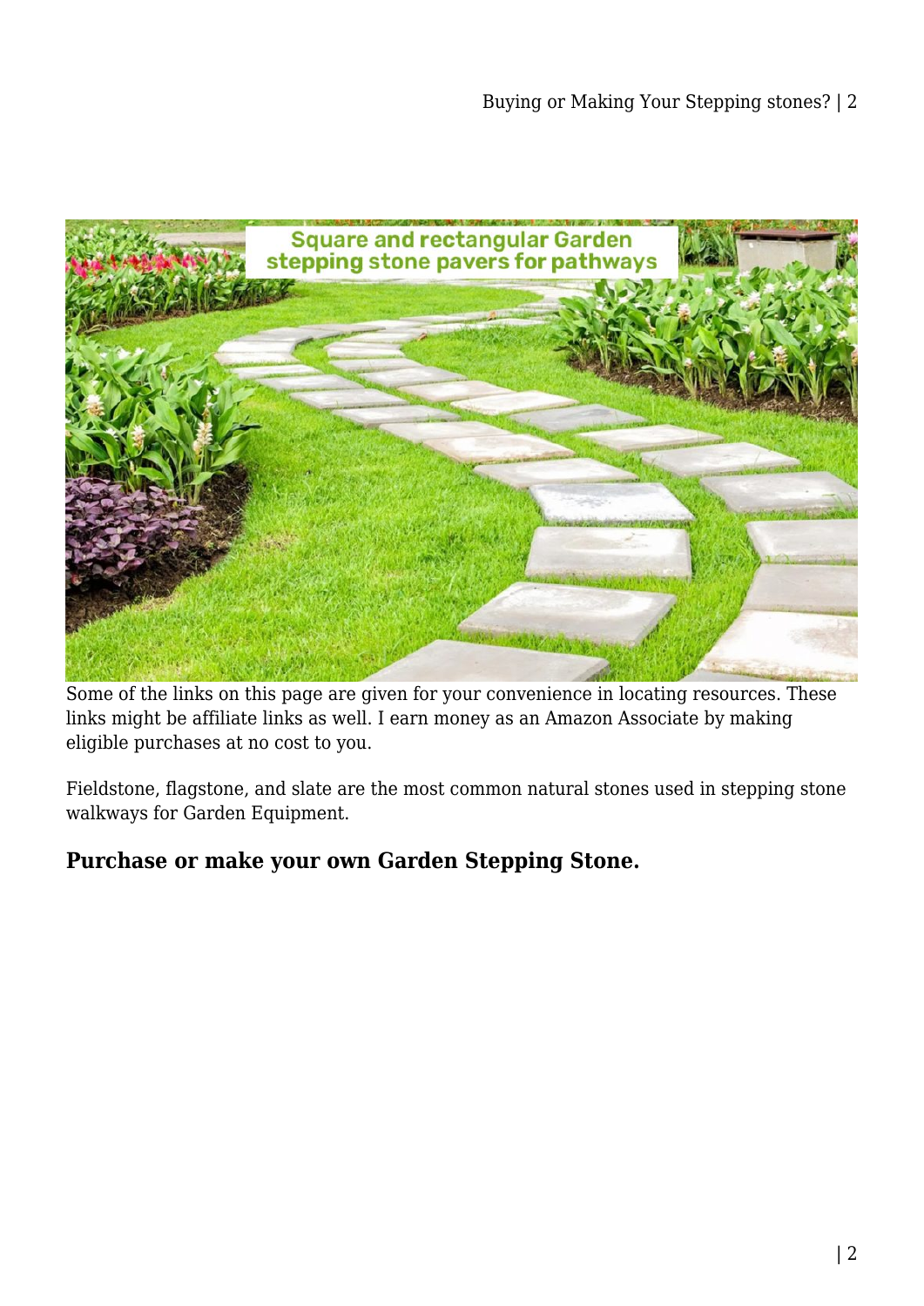Some of the links on this page are given for your convenience in locating resources. These links might be affiliate links as well. I earn money as an Amazon Associate by making eligible purchases at no cost to you.

Fieldstone, flagstone, and slate are the most common natural stones used in stepping stone walkways for Garden Equipment.

### Purchase or make your own Garden Stepping Stone.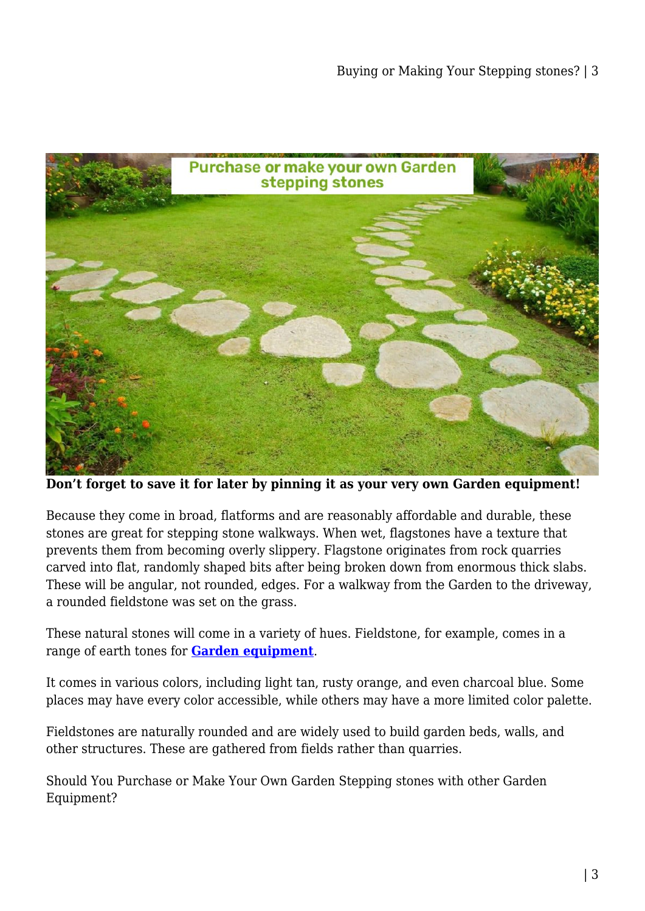**Don’t forget to save it for later by pinning it as your very own Garden equipment!**

Because they come in broad, flatforms and are reasonably affordable and durable, these stones are great for stepping stone walkways. When wet, flagstones have a texture that prevents them from becoming overly slippery. Flagstone originates from rock quarries carved into flat, randomly shaped bits after being broken down from enormous thick slabs. These will be angular, not rounded, edges. For a walkway from the Garden to the driveway, a rounded fieldstone was set on the grass.

These natural stones will come in a variety of hues. Fieldstone, for example, comes in a range of earth tones for **Garden equipment**.

It comes in various colors, including light tan, rusty orange, and even charcoal blue. Some places may have every color accessible, while others may have a more limited color palette.

Fieldstones are naturally rounded and are widely used to build garden beds, walls, and other structures. These are gathered from fields rather than quarries.

Should You Purchase or Make Your Own Garden Stepping stones with other Garden Equipment?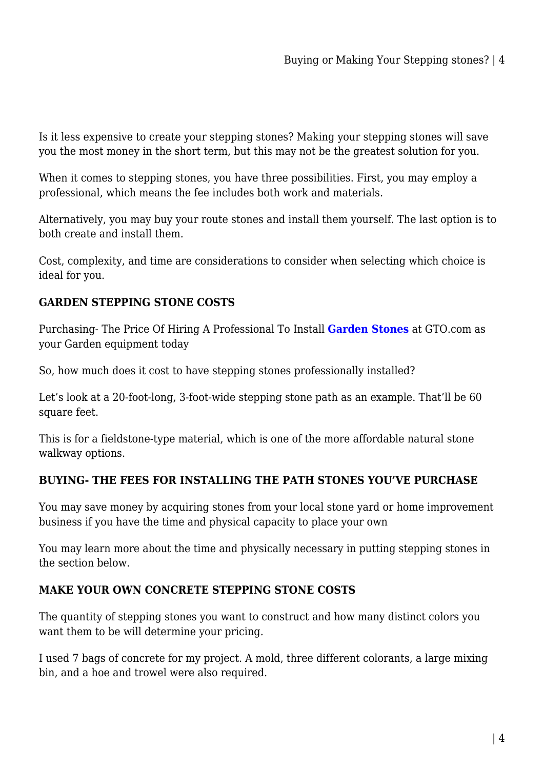Is it less expensive to create your stepping stones? Making your stepping stones will save you the most money in the short term, but this may not be the greatest solution for you.

When it comes to stepping stones, you have three possibilities. First, you may employ a professional, which means the fee includes both work and materials.

Alternatively, you may buy your route stones and install them yourself. The last option is to both create and install them.

Cost, complexity, and time are considerations to consider when selecting which choice is ideal for you.

### GARDEN STEPPING STONE COSTS

Purchasing- The Price Of Hiring A Professional To Install **Garden Stones** at GTO.com as your Garden equipment today

So, how much does it cost to have stepping stones professionally installed?

Let's look at a 20-foot-long, 3-foot-wide stepping stone path as an example. That'll be 60 square feet.

This is for a fieldstone-type material, which is one of the more affordable natural stone walkway options.

### BUYING- THE FEES FOR INSTALLING THE PATH STONES YOU'VE PURCHASE

You may save money by acquiring stones from your local stone yard or home improvement business if you have the time and physical capacity to place your own

You may learn more about the time and physically necessary in putting stepping stones in the section below.

### MAKE YOUR OWN CONCRETE STEPPING STONE COSTS

The quantity of stepping stones you want to construct and how many distinct colors you want them to be will determine your pricing.

I used 7 bags of concrete for my project. A mold, three different colorants, a large mixing bin, and a hoe and trowel were also required.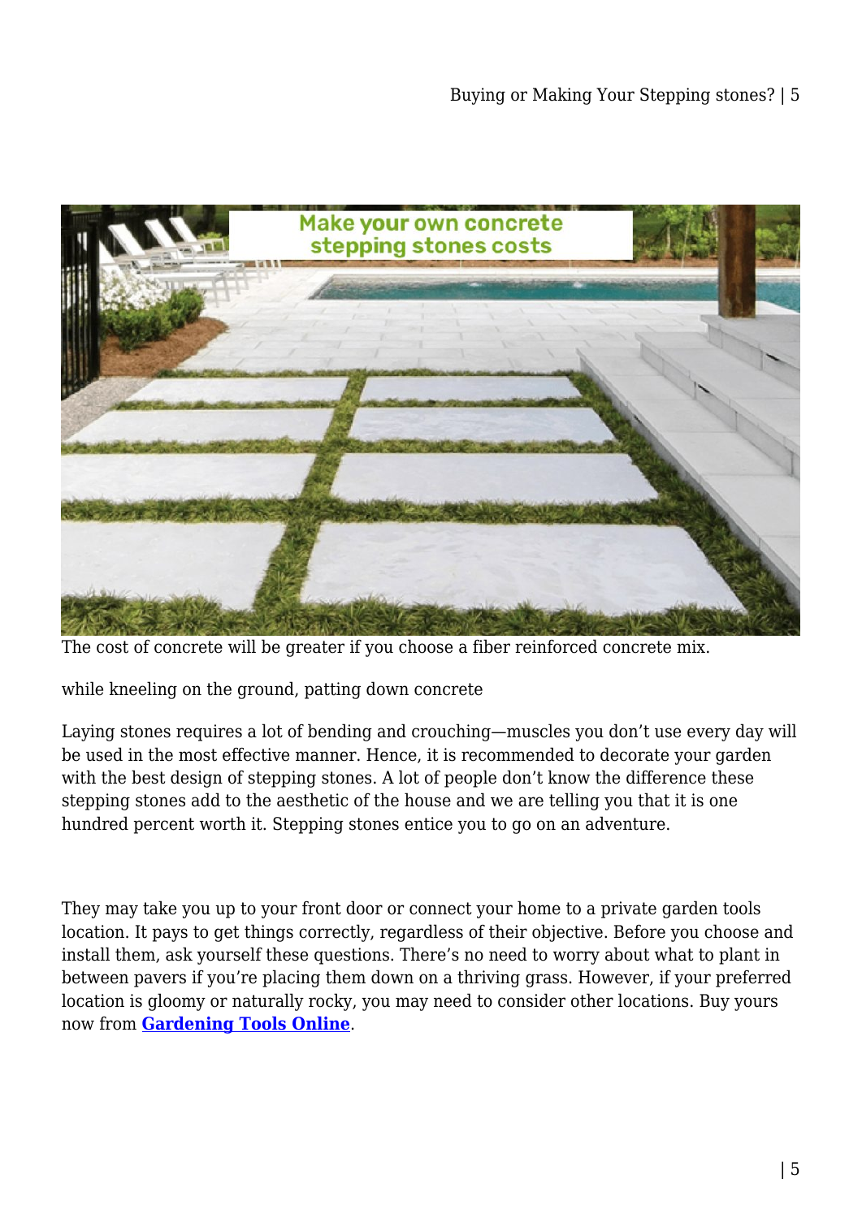The cost of concrete will be greater if you choose a fiber reinforced concrete mix.

while kneeling on the ground, patting down concrete

Laying stones requires a lot of bending and crouching—muscles you don't use every day will be used in the most effective manner. Hence, it is recommended to decorate your garden with the best design of stepping stones. A lot of people don't know the difference these stepping stones add to the aesthetic of the house and we are telling you that it is one hundred percent worth it. Stepping stones entice you to go on an adventure.

They may take you up to your front door or connect your home to a private garden tools location. It pays to get things correctly, regardless of their objective. Before you choose and install them, ask yourself these questions. There's no need to worry about what to plant in between pavers if you're placing them down on a thriving grass. However, if your preferred location is gloomy or naturally rocky, you may need to consider other locations. Buy yours now from **Gardening Tools Online**.